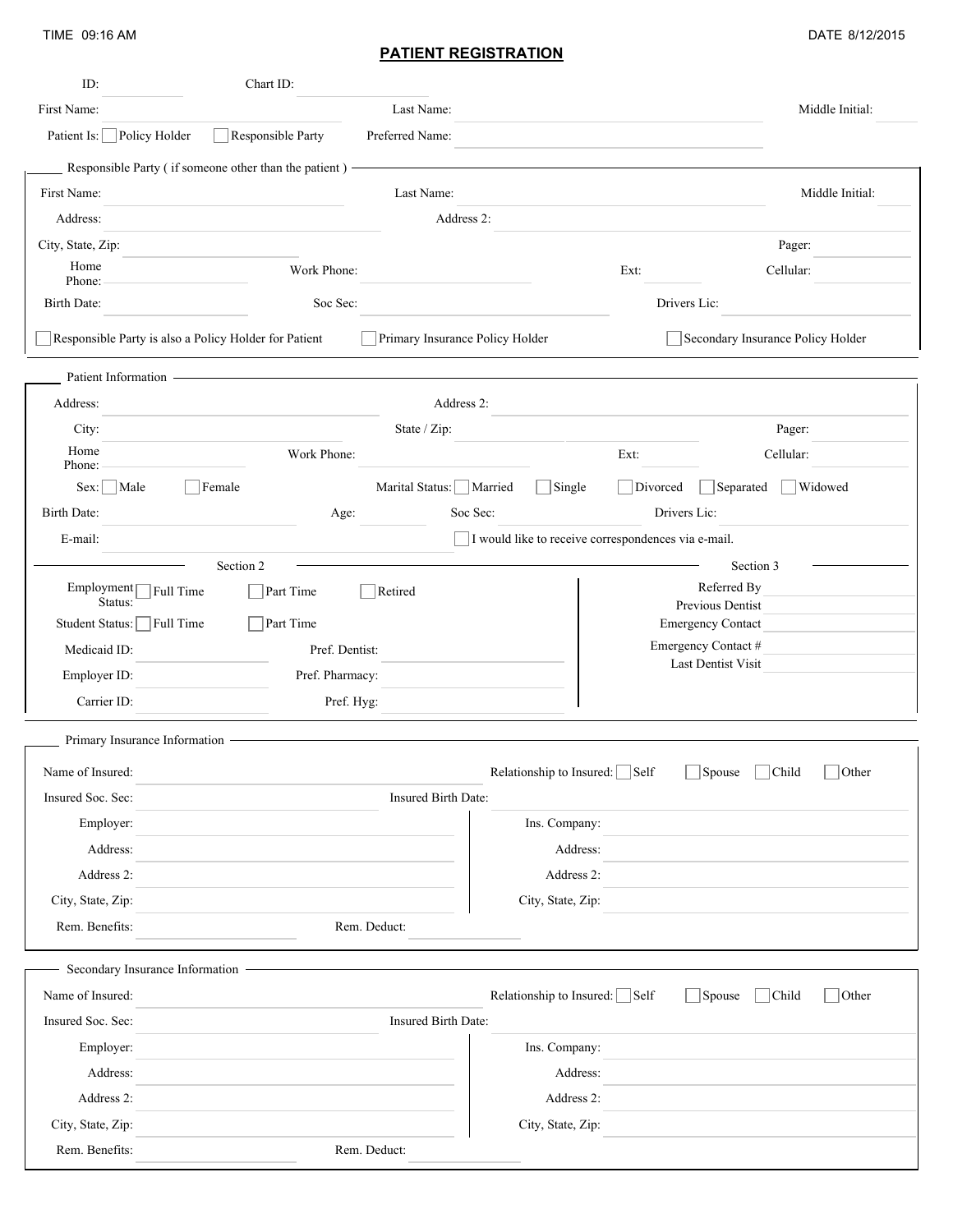TIME 09:16 AM

DATE 8/12/2015

# PATIENT REGISTRATION

ID: Chart ID:

First Name: Last Name: Middle Initial:

Patient Is: ☐ Policy Holder ☐ Responsible Party Preferred Name:

## Responsible Party ( if someone other than the patient )

First Name: Last Name: Middle Initial:

Address: Address 2:

City, State, Zip: Pager:

Home Phone: Work Phone: Ext: Cellular:

Birth Date: Soc Sec: Drivers Lic:

☐ Responsible Party is also a Policy Holder for Patient ☐ Primary Insurance Policy Holder ☐ Secondary Insurance Policy Holder

## Patient Information

Address: Address 2:

City: State / Zip: Pager:

Home Phone: Work Phone: Ext: Cellular:

Sex: ☐ Male ☐ Female Marital Status: ☐ Married ☐ Single ☐ Divorced ☐ Separated ☐ Widowed

Birth Date: Age: Soc Sec: Drivers Lic:

E-mail: ☐ I would like to receive correspondences via e-mail.

### Section 2

Employment Status: ☐ Full Time ☐ Part Time ☐ Retired

Student Status: ☐ Full Time ☐ Part Time

Medicaid ID: Pref. Dentist:

Employer ID: Pref. Pharmacy:

Carrier ID: Pref. Hyg:

### Section 3

Referred By

Previous Dentist

Emergency Contact

Emergency Contact #

Last Dentist Visit

## Primary Insurance Information

Name of Insured: Relationship to Insured: ☐ Self ☐ Spouse ☐ Child ☐ Other

Insured Soc. Sec: Insured Birth Date:

Employer: Ins. Company:

Address: Address:

Address 2: Address 2:

City, State, Zip: City, State, Zip:

Rem. Benefits: Rem. Deduct:

## Secondary Insurance Information

Name of Insured: Relationship to Insured: ☐ Self ☐ Spouse ☐ Child ☐ Other

Insured Soc. Sec: Insured Birth Date:

Employer: Ins. Company:

Address: Address:

Address 2: Address 2:

City, State, Zip: City, State, Zip:

Rem. Benefits: Rem. Deduct: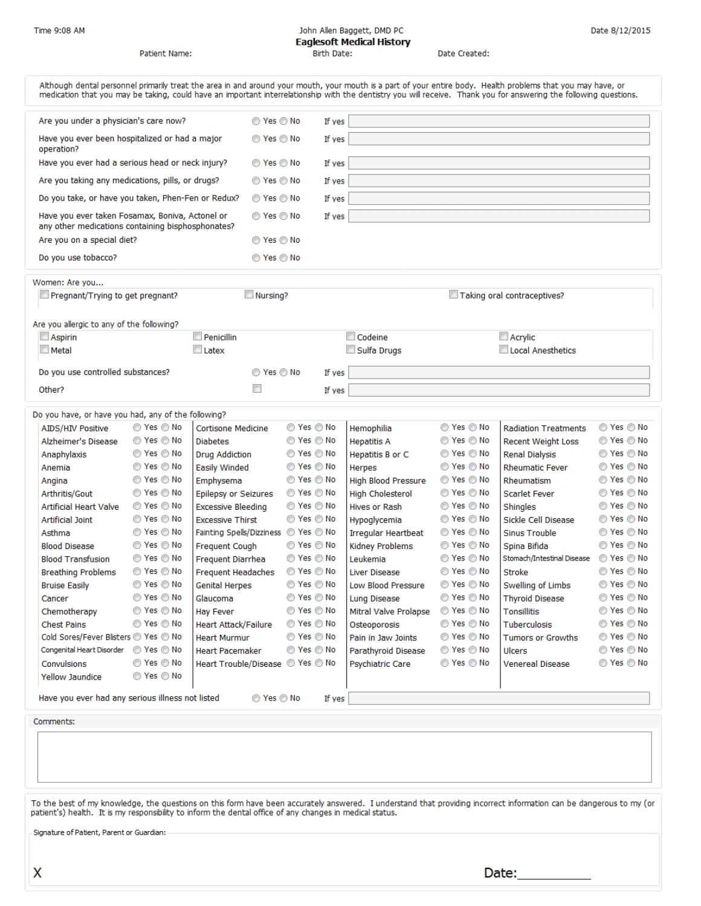Time 9:08 AM

John Allen Baggett, DMD PC

Date 8/12/2015

## Eaglesoft Medical History

Patient Name: Birth Date: Date Created:

Although dental personnel primarily treat the area in and around your mouth, your mouth is a part of your entire body. Health problems that you may have, or medication that you may be taking, could have an important interrelationship with the dentistry you will receive. Thank you for answering the following questions.

| | | |
|---|---|---|
| Are you under a physician's care now? | ◯ Yes ◯ No | If yes |
| Have you ever been hospitalized or had a major operation? | ◯ Yes ◯ No | If yes |
| Have you ever had a serious head or neck injury? | ◯ Yes ◯ No | If yes |
| Are you taking any medications, pills, or drugs? | ◯ Yes ◯ No | If yes |
| Do you take, or have you taken, Phen-Fen or Redux? | ◯ Yes ◯ No | If yes |
| Have you ever taken Fosamax, Boniva, Actonel or any other medications containing bisphosphonates? | ◯ Yes ◯ No | If yes |
| Are you on a special diet? | ◯ Yes ◯ No | |
| Do you use tobacco? | ◯ Yes ◯ No | |

Women: Are you...

☐ Pregnant/Trying to get pregnant? ☐ Nursing? ☐ Taking oral contraceptives?

Are you allergic to any of the following?

| | | | |
|---|---|---|---|
| ☐ Aspirin | ☐ Penicillin | ☐ Codeine | ☐ Acrylic |
| ☐ Metal | ☐ Latex | ☐ Sulfa Drugs | ☐ Local Anesthetics |

| | | |
|---|---|---|
| Do you use controlled substances? | ◯ Yes ◯ No | If yes |
| Other? | ☐ | If yes |

Do you have, or have you had, any of the following?

| | | | | | | | |
|---|---|---|---|---|---|---|---|
| AIDS/HIV Positive | ◯ Yes ◯ No | Cortisone Medicine | ◯ Yes ◯ No | Hemophilia | ◯ Yes ◯ No | Radiation Treatments | ◯ Yes ◯ No |
| Alzheimer's Disease | ◯ Yes ◯ No | Diabetes | ◯ Yes ◯ No | Hepatitis A | ◯ Yes ◯ No | Recent Weight Loss | ◯ Yes ◯ No |
| Anaphylaxis | ◯ Yes ◯ No | Drug Addiction | ◯ Yes ◯ No | Hepatitis B or C | ◯ Yes ◯ No | Renal Dialysis | ◯ Yes ◯ No |
| Anemia | ◯ Yes ◯ No | Easily Winded | ◯ Yes ◯ No | Herpes | ◯ Yes ◯ No | Rheumatic Fever | ◯ Yes ◯ No |
| Angina | ◯ Yes ◯ No | Emphysema | ◯ Yes ◯ No | High Blood Pressure | ◯ Yes ◯ No | Rheumatism | ◯ Yes ◯ No |
| Arthritis/Gout | ◯ Yes ◯ No | Epilepsy or Seizures | ◯ Yes ◯ No | High Cholesterol | ◯ Yes ◯ No | Scarlet Fever | ◯ Yes ◯ No |
| Artificial Heart Valve | ◯ Yes ◯ No | Excessive Bleeding | ◯ Yes ◯ No | Hives or Rash | ◯ Yes ◯ No | Shingles | ◯ Yes ◯ No |
| Artificial Joint | ◯ Yes ◯ No | Excessive Thirst | ◯ Yes ◯ No | Hypoglycemia | ◯ Yes ◯ No | Sickle Cell Disease | ◯ Yes ◯ No |
| Asthma | ◯ Yes ◯ No | Fainting Spells/Dizziness | ◯ Yes ◯ No | Irregular Heartbeat | ◯ Yes ◯ No | Sinus Trouble | ◯ Yes ◯ No |
| Blood Disease | ◯ Yes ◯ No | Frequent Cough | ◯ Yes ◯ No | Kidney Problems | ◯ Yes ◯ No | Spina Bifida | ◯ Yes ◯ No |
| Blood Transfusion | ◯ Yes ◯ No | Frequent Diarrhea | ◯ Yes ◯ No | Leukemia | ◯ Yes ◯ No | Stomach/Intestinal Disease | ◯ Yes ◯ No |
| Breathing Problems | ◯ Yes ◯ No | Frequent Headaches | ◯ Yes ◯ No | Liver Disease | ◯ Yes ◯ No | Stroke | ◯ Yes ◯ No |
| Bruise Easily | ◯ Yes ◯ No | Genital Herpes | ◯ Yes ◯ No | Low Blood Pressure | ◯ Yes ◯ No | Swelling of Limbs | ◯ Yes ◯ No |
| Cancer | ◯ Yes ◯ No | Glaucoma | ◯ Yes ◯ No | Lung Disease | ◯ Yes ◯ No | Thyroid Disease | ◯ Yes ◯ No |
| Chemotherapy | ◯ Yes ◯ No | Hay Fever | ◯ Yes ◯ No | Mitral Valve Prolapse | ◯ Yes ◯ No | Tonsillitis | ◯ Yes ◯ No |
| Chest Pains | ◯ Yes ◯ No | Heart Attack/Failure | ◯ Yes ◯ No | Osteoporosis | ◯ Yes ◯ No | Tuberculosis | ◯ Yes ◯ No |
| Cold Sores/Fever Blisters | ◯ Yes ◯ No | Heart Murmur | ◯ Yes ◯ No | Pain in Jaw Joints | ◯ Yes ◯ No | Tumors or Growths | ◯ Yes ◯ No |
| Congenital Heart Disorder | ◯ Yes ◯ No | Heart Pacemaker | ◯ Yes ◯ No | Parathyroid Disease | ◯ Yes ◯ No | Ulcers | ◯ Yes ◯ No |
| Convulsions | ◯ Yes ◯ No | Heart Trouble/Disease | ◯ Yes ◯ No | Psychiatric Care | ◯ Yes ◯ No | Venereal Disease | ◯ Yes ◯ No |
| Yellow Jaundice | ◯ Yes ◯ No | | | | | | |

Have you ever had any serious illness not listed ◯ Yes ◯ No If yes

Comments:

To the best of my knowledge, the questions on this form have been accurately answered. I understand that providing incorrect information can be dangerous to my (or patient's) health. It is my responsibility to inform the dental office of any changes in medical status.

Signature of Patient, Parent or Guardian:

X Date:__________